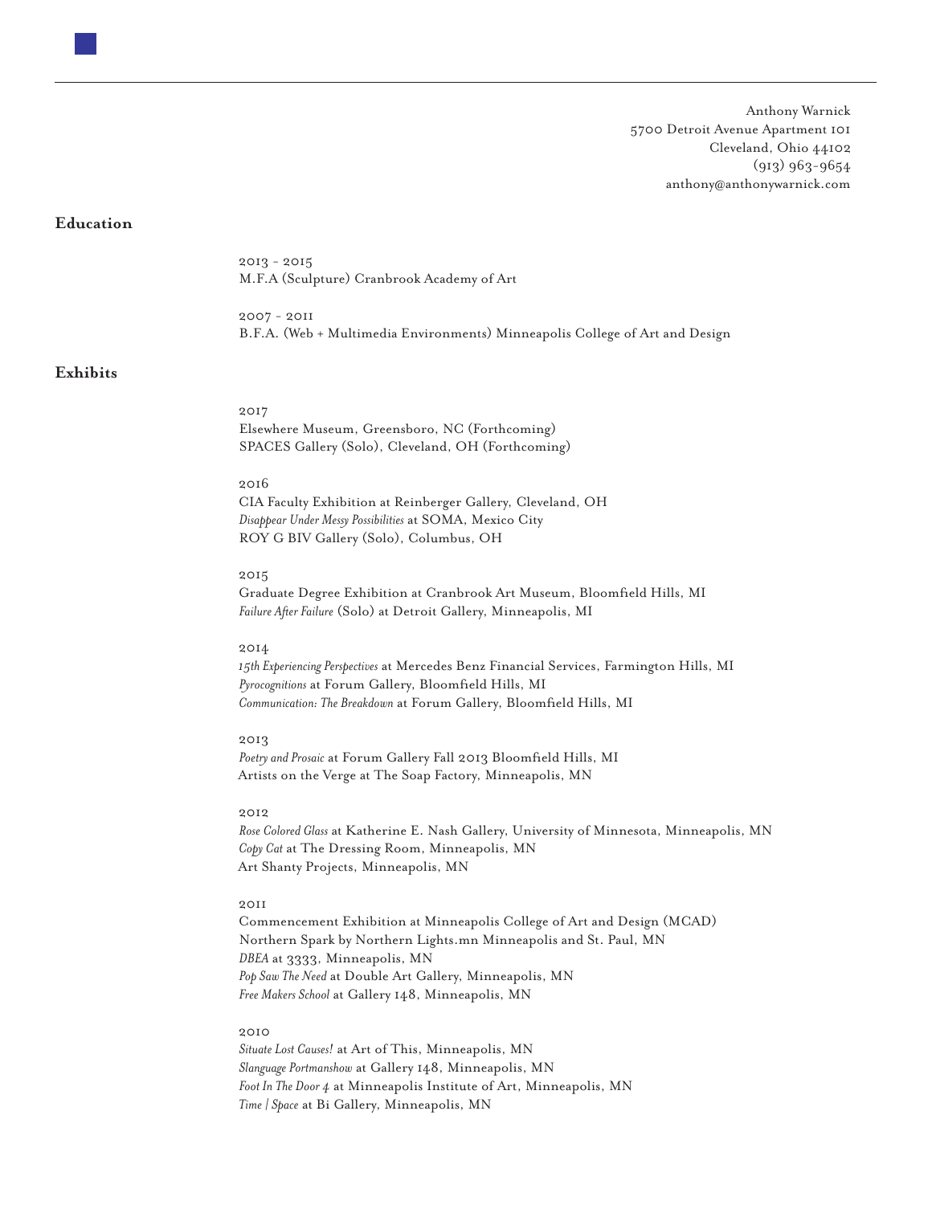Anthony Warnick
5700 Detroit Avenue Apartment 101
Cleveland, Ohio 44102
(913) 963-9654
anthony@anthonywarnick.com

## Education

2013 - 2015
M.F.A (Sculpture) Cranbrook Academy of Art

2007 - 2011
B.F.A. (Web + Multimedia Environments) Minneapolis College of Art and Design

## Exhibits

2017
Elsewhere Museum, Greensboro, NC (Forthcoming)
SPACES Gallery (Solo), Cleveland, OH (Forthcoming)

2016
CIA Faculty Exhibition at Reinberger Gallery, Cleveland, OH
*Disappear Under Messy Possibilities* at SOMA, Mexico City
ROY G BIV Gallery (Solo), Columbus, OH

2015
Graduate Degree Exhibition at Cranbrook Art Museum, Bloomfield Hills, MI
*Failure After Failure* (Solo) at Detroit Gallery, Minneapolis, MI

2014
*15th Experiencing Perspectives* at Mercedes Benz Financial Services, Farmington Hills, MI
*Pyrocognitions* at Forum Gallery, Bloomfield Hills, MI
*Communication: The Breakdown* at Forum Gallery, Bloomfield Hills, MI

2013
*Poetry and Prosaic* at Forum Gallery Fall 2013 Bloomfield Hills, MI
Artists on the Verge at The Soap Factory, Minneapolis, MN

2012
*Rose Colored Glass* at Katherine E. Nash Gallery, University of Minnesota, Minneapolis, MN
*Copy Cat* at The Dressing Room, Minneapolis, MN
Art Shanty Projects, Minneapolis, MN

2011
Commencement Exhibition at Minneapolis College of Art and Design (MCAD)
Northern Spark by Northern Lights.mn Minneapolis and St. Paul, MN
*DBEA* at 3333, Minneapolis, MN
*Pop Saw The Need* at Double Art Gallery, Minneapolis, MN
*Free Makers School* at Gallery 148, Minneapolis, MN

2010
*Situate Lost Causes!* at Art of This, Minneapolis, MN
*Slanguage Portmanshow* at Gallery 148, Minneapolis, MN
*Foot In The Door 4* at Minneapolis Institute of Art, Minneapolis, MN
*Time | Space* at Bi Gallery, Minneapolis, MN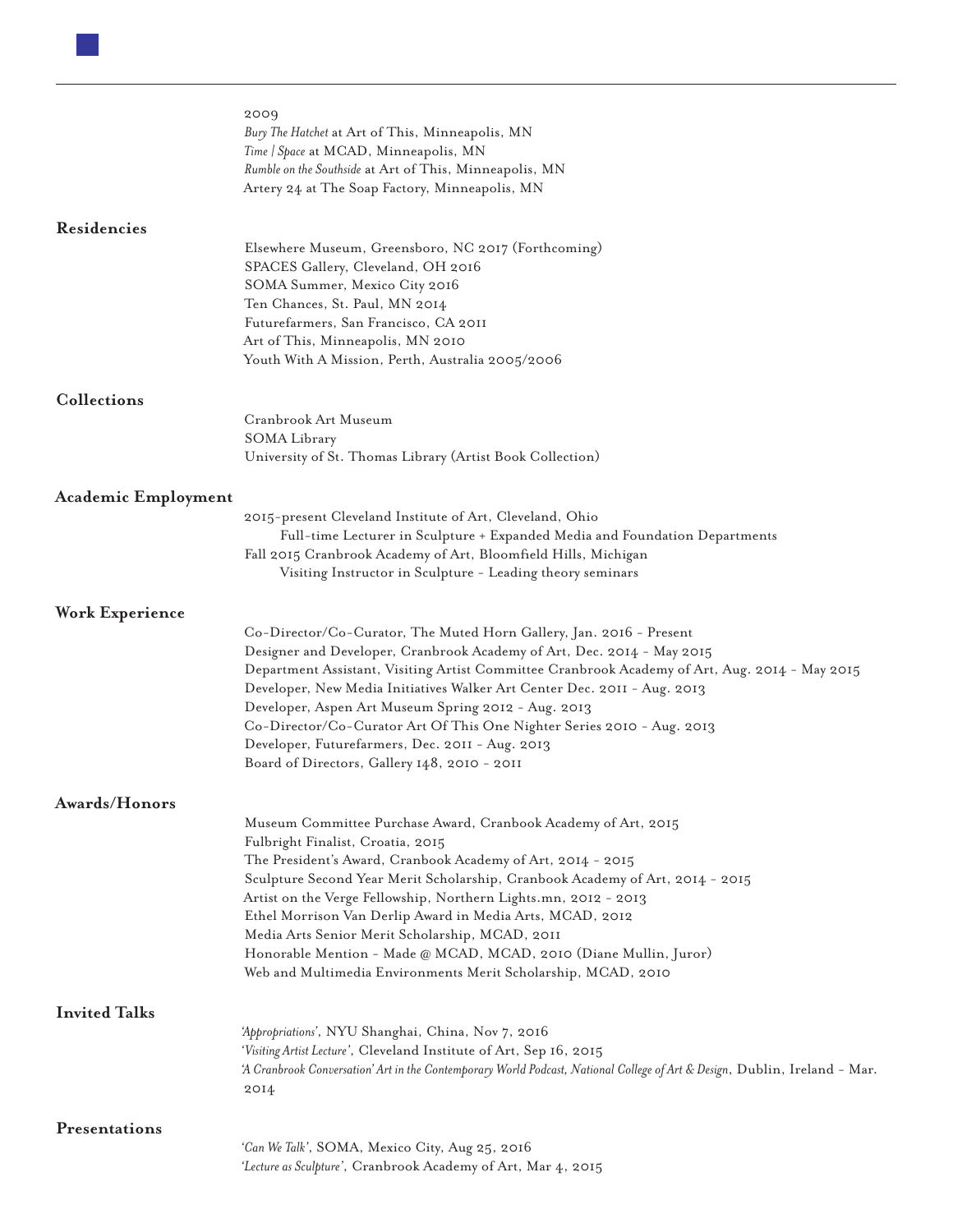2009

*Bury The Hatchet* at Art of This, Minneapolis, MN
*Time | Space* at MCAD, Minneapolis, MN
*Rumble on the Southside* at Art of This, Minneapolis, MN
Artery 24 at The Soap Factory, Minneapolis, MN

## Residencies

Elsewhere Museum, Greensboro, NC 2017 (Forthcoming)
SPACES Gallery, Cleveland, OH 2016
SOMA Summer, Mexico City 2016
Ten Chances, St. Paul, MN 2014
Futurefarmers, San Francisco, CA 2011
Art of This, Minneapolis, MN 2010
Youth With A Mission, Perth, Australia 2005/2006

## Collections

Cranbrook Art Museum
SOMA Library
University of St. Thomas Library (Artist Book Collection)

## Academic Employment

2015-present Cleveland Institute of Art, Cleveland, Ohio
  Full-time Lecturer in Sculpture + Expanded Media and Foundation Departments
Fall 2015 Cranbrook Academy of Art, Bloomfield Hills, Michigan
  Visiting Instructor in Sculpture - Leading theory seminars

## Work Experience

Co-Director/Co-Curator, The Muted Horn Gallery, Jan. 2016 - Present
Designer and Developer, Cranbrook Academy of Art, Dec. 2014 - May 2015
Department Assistant, Visiting Artist Committee Cranbrook Academy of Art, Aug. 2014 - May 2015
Developer, New Media Initiatives Walker Art Center Dec. 2011 - Aug. 2013
Developer, Aspen Art Museum Spring 2012 - Aug. 2013
Co-Director/Co-Curator Art Of This One Nighter Series 2010 - Aug. 2013
Developer, Futurefarmers, Dec. 2011 - Aug. 2013
Board of Directors, Gallery 148, 2010 - 2011

## Awards/Honors

Museum Committee Purchase Award, Cranbook Academy of Art, 2015
Fulbright Finalist, Croatia, 2015
The President's Award, Cranbook Academy of Art, 2014 - 2015
Sculpture Second Year Merit Scholarship, Cranbook Academy of Art, 2014 - 2015
Artist on the Verge Fellowship, Northern Lights.mn, 2012 - 2013
Ethel Morrison Van Derlip Award in Media Arts, MCAD, 2012
Media Arts Senior Merit Scholarship, MCAD, 2011
Honorable Mention - Made @ MCAD, MCAD, 2010 (Diane Mullin, Juror)
Web and Multimedia Environments Merit Scholarship, MCAD, 2010

## Invited Talks

*'Appropriations'*, NYU Shanghai, China, Nov 7, 2016
*'Visiting Artist Lecture'*, Cleveland Institute of Art, Sep 16, 2015
*'A Cranbrook Conversation' Art in the Contemporary World Podcast, National College of Art & Design*, Dublin, Ireland - Mar. 2014

## Presentations

*'Can We Talk'*, SOMA, Mexico City, Aug 25, 2016
*'Lecture as Sculpture'*, Cranbrook Academy of Art, Mar 4, 2015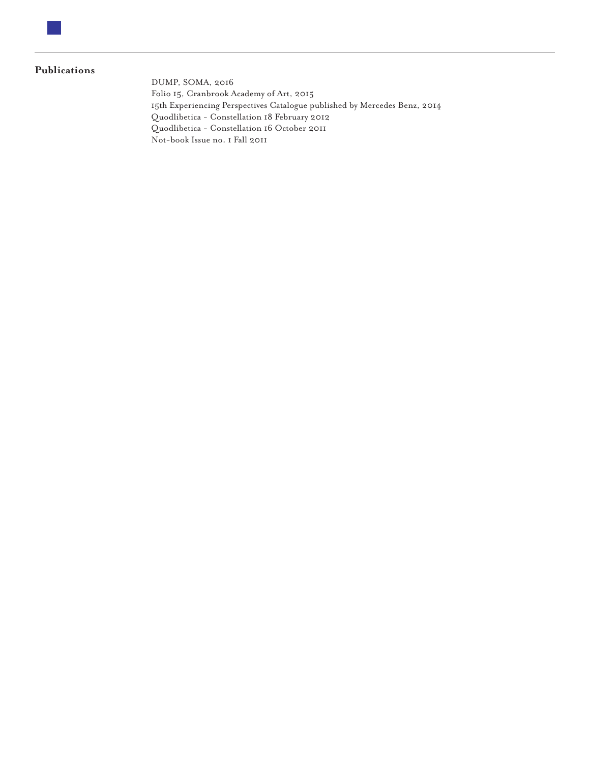## Publications

DUMP, SOMA, 2016
Folio 15, Cranbrook Academy of Art, 2015
15th Experiencing Perspectives Catalogue published by Mercedes Benz, 2014
Quodlibetica - Constellation 18 February 2012
Quodlibetica - Constellation 16 October 2011
Not-book Issue no. 1 Fall 2011